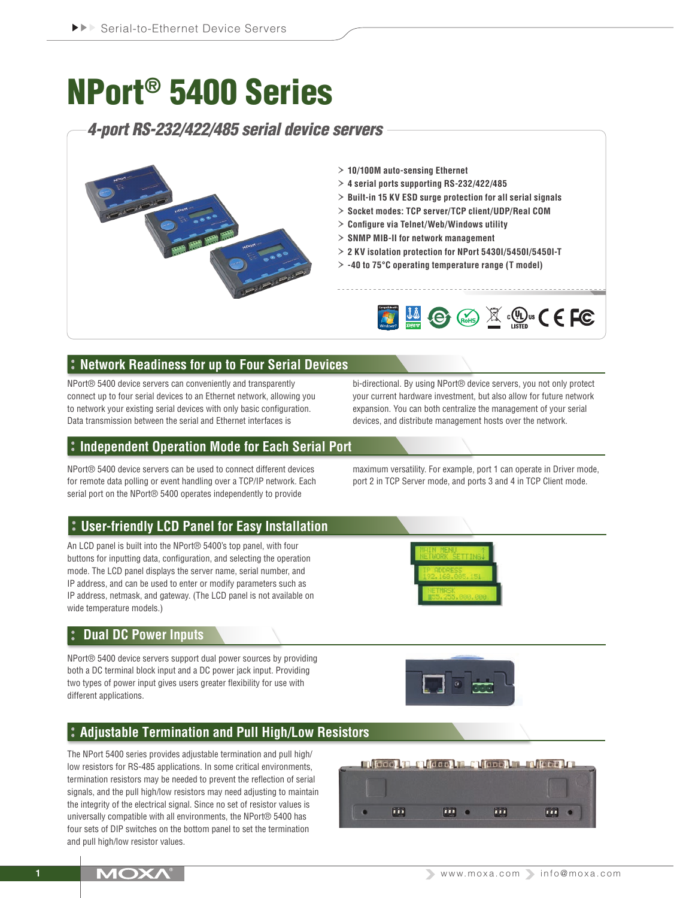# NPort® 5400 Series

## *4-port RS-232/422/485 serial device servers*

- 10/100M auto-sensing Ethernet
- 4 serial ports supporting RS-232/422/485
- Built-in 15 KV ESD surge protection for all serial signals
- Socket modes: TCP server/TCP client/UDP/Real COM
- Configure via Telnet/Web/Windows utility
- SNMP MIB-II for network management
- 2 KV isolation protection for NPort 5430I/5450I/5450I-T
- -40 to 75°C operating temperature range (T model)

## Network Readiness for up to Four Serial Devices

NPort® 5400 device servers can conveniently and transparently connect up to four serial devices to an Ethernet network, allowing you to network your existing serial devices with only basic configuration. Data transmission between the serial and Ethernet interfaces is bi-directional. By using NPort® device servers, you not only protect your current hardware investment, but also allow for future network expansion. You can both centralize the management of your serial devices, and distribute management hosts over the network.

## Independent Operation Mode for Each Serial Port

NPort® 5400 device servers can be used to connect different devices for remote data polling or event handling over a TCP/IP network. Each serial port on the NPort® 5400 operates independently to provide maximum versatility. For example, port 1 can operate in Driver mode, port 2 in TCP Server mode, and ports 3 and 4 in TCP Client mode.

## User-friendly LCD Panel for Easy Installation

An LCD panel is built into the NPort® 5400's top panel, with four buttons for inputting data, configuration, and selecting the operation mode. The LCD panel displays the server name, serial number, and IP address, and can be used to enter or modify parameters such as IP address, netmask, and gateway. (The LCD panel is not available on wide temperature models.)

## Dual DC Power Inputs

NPort® 5400 device servers support dual power sources by providing both a DC terminal block input and a DC power jack input. Providing two types of power input gives users greater flexibility for use with different applications.

## Adjustable Termination and Pull High/Low Resistors

The NPort 5400 series provides adjustable termination and pull high/low resistors for RS-485 applications. In some critical environments, termination resistors may be needed to prevent the reflection of serial signals, and the pull high/low resistors may need adjusting to maintain the integrity of the electrical signal. Since no set of resistor values is universally compatible with all environments, the NPort® 5400 has four sets of DIP switches on the bottom panel to set the termination and pull high/low resistor values.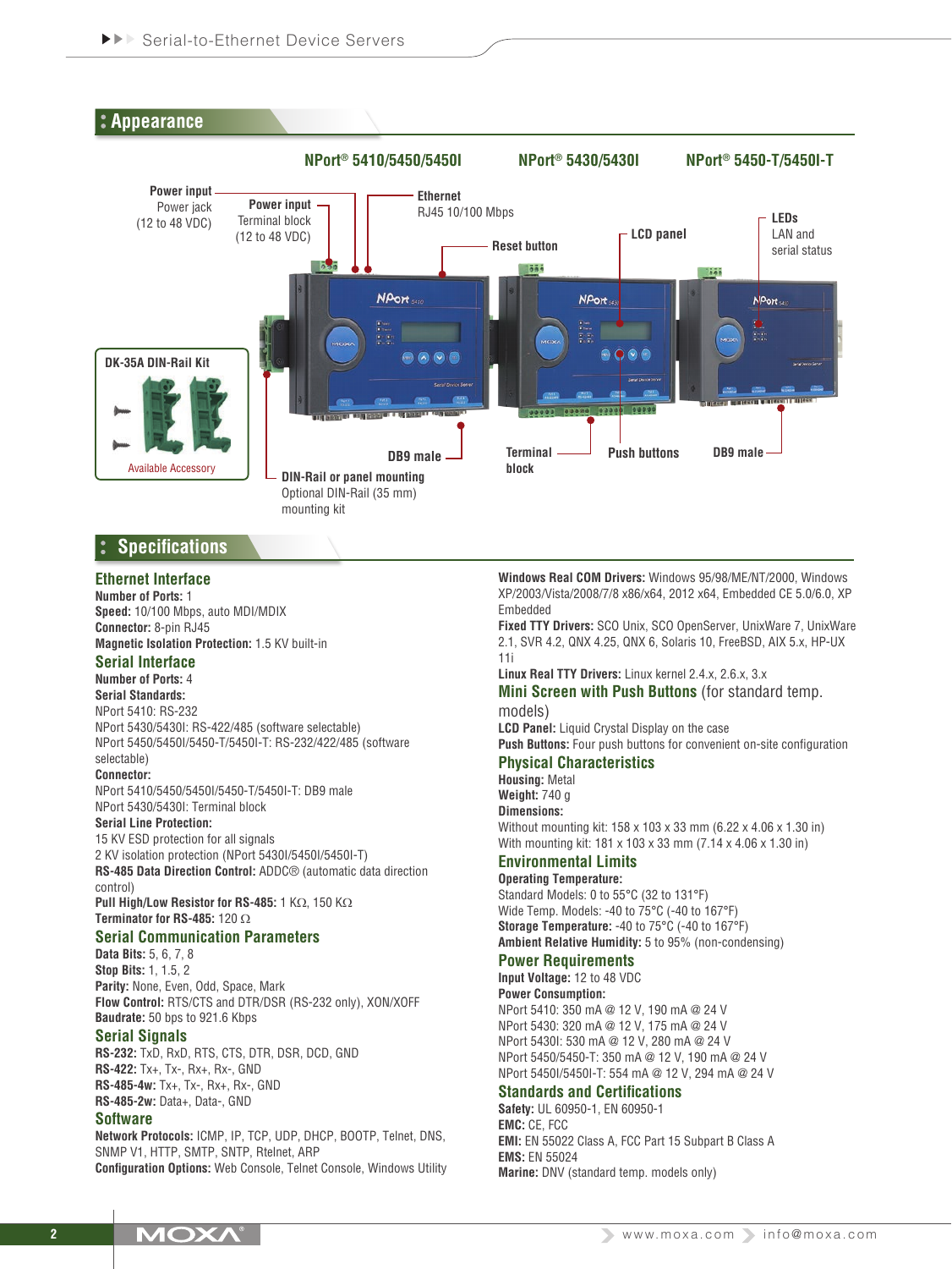## Appearance

NPort® 5410/5450/5450I — NPort® 5430/5430I — NPort® 5450-T/5450I-T

**Power input** Power jack (12 to 48 VDC)

**Power input** Terminal block (12 to 48 VDC)

**Ethernet** RJ45 10/100 Mbps

**Reset button**

**LCD panel**

**LEDs** LAN and serial status

**DK-35A DIN-Rail Kit**

Available Accessory

**DB9 male**

**DIN-Rail or panel mounting** Optional DIN-Rail (35 mm) mounting kit

**Terminal block**

**Push buttons**

**DB9 male**

## Specifications

### Ethernet Interface

**Number of Ports:** 1
**Speed:** 10/100 Mbps, auto MDI/MDIX
**Connector:** 8-pin RJ45
**Magnetic Isolation Protection:** 1.5 KV built-in

### Serial Interface

**Number of Ports:** 4
**Serial Standards:**
NPort 5410: RS-232
NPort 5430/5430I: RS-422/485 (software selectable)
NPort 5450/5450I/5450-T/5450I-T: RS-232/422/485 (software selectable)
**Connector:**
NPort 5410/5450/5450I/5450-T/5450I-T: DB9 male
NPort 5430/5430I: Terminal block
**Serial Line Protection:**
15 KV ESD protection for all signals
2 KV isolation protection (NPort 5430I/5450I/5450I-T)
**RS-485 Data Direction Control:** ADDC® (automatic data direction control)
**Pull High/Low Resistor for RS-485:** 1 KΩ, 150 KΩ
**Terminator for RS-485:** 120 Ω

### Serial Communication Parameters

**Data Bits:** 5, 6, 7, 8
**Stop Bits:** 1, 1.5, 2
**Parity:** None, Even, Odd, Space, Mark
**Flow Control:** RTS/CTS and DTR/DSR (RS-232 only), XON/XOFF
**Baudrate:** 50 bps to 921.6 Kbps

### Serial Signals

**RS-232:** TxD, RxD, RTS, CTS, DTR, DSR, DCD, GND
**RS-422:** Tx+, Tx-, Rx+, Rx-, GND
**RS-485-4w:** Tx+, Tx-, Rx+, Rx-, GND
**RS-485-2w:** Data+, Data-, GND

### Software

**Network Protocols:** ICMP, IP, TCP, UDP, DHCP, BOOTP, Telnet, DNS, SNMP V1, HTTP, SMTP, SNTP, Rtelnet, ARP
**Configuration Options:** Web Console, Telnet Console, Windows Utility
**Windows Real COM Drivers:** Windows 95/98/ME/NT/2000, Windows XP/2003/Vista/2008/7/8 x86/x64, 2012 x64, Embedded CE 5.0/6.0, XP Embedded
**Fixed TTY Drivers:** SCO Unix, SCO OpenServer, UnixWare 7, UnixWare 2.1, SVR 4.2, QNX 4.25, QNX 6, Solaris 10, FreeBSD, AIX 5.x, HP-UX 11i
**Linux Real TTY Drivers:** Linux kernel 2.4.x, 2.6.x, 3.x

### Mini Screen with Push Buttons (for standard temp. models)

**LCD Panel:** Liquid Crystal Display on the case
**Push Buttons:** Four push buttons for convenient on-site configuration

### Physical Characteristics

**Housing:** Metal
**Weight:** 740 g
**Dimensions:**
Without mounting kit: 158 x 103 x 33 mm (6.22 x 4.06 x 1.30 in)
With mounting kit: 181 x 103 x 33 mm (7.14 x 4.06 x 1.30 in)

### Environmental Limits

**Operating Temperature:**
Standard Models: 0 to 55°C (32 to 131°F)
Wide Temp. Models: -40 to 75°C (-40 to 167°F)
**Storage Temperature:** -40 to 75°C (-40 to 167°F)
**Ambient Relative Humidity:** 5 to 95% (non-condensing)

### Power Requirements

**Input Voltage:** 12 to 48 VDC
**Power Consumption:**
NPort 5410: 350 mA @ 12 V, 190 mA @ 24 V
NPort 5430: 320 mA @ 12 V, 175 mA @ 24 V
NPort 5430I: 530 mA @ 12 V, 280 mA @ 24 V
NPort 5450/5450-T: 350 mA @ 12 V, 190 mA @ 24 V
NPort 5450I/5450I-T: 554 mA @ 12 V, 294 mA @ 24 V

### Standards and Certifications

**Safety:** UL 60950-1, EN 60950-1
**EMC:** CE, FCC
**EMI:** EN 55022 Class A, FCC Part 15 Subpart B Class A
**EMS:** EN 55024
**Marine:** DNV (standard temp. models only)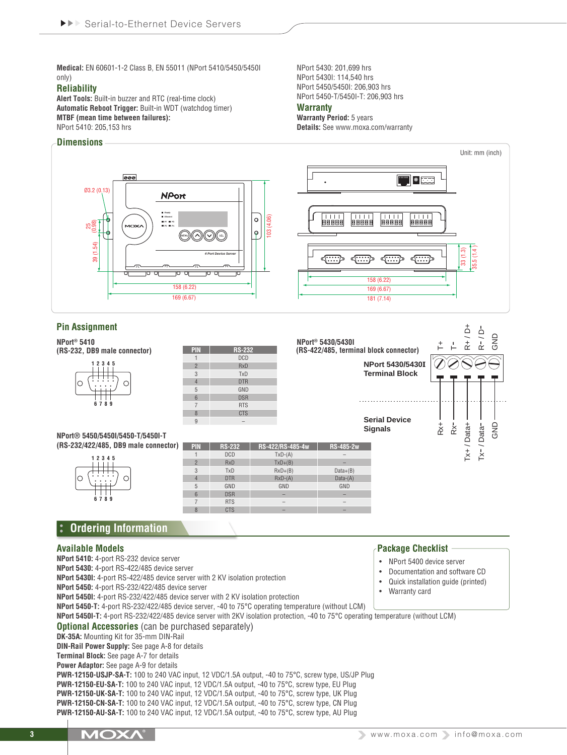**Medical:** EN 60601-1-2 Class B, EN 55011 (NPort 5410/5450/5450I only)

## Reliability

**Alert Tools:** Built-in buzzer and RTC (real-time clock)
**Automatic Reboot Trigger:** Built-in WDT (watchdog timer)
**MTBF (mean time between failures):**
NPort 5410: 205,153 hrs
NPort 5430: 201,699 hrs
NPort 5430I: 114,540 hrs
NPort 5450/5450I: 206,903 hrs
NPort 5450-T/5450I-T: 206,903 hrs

## Warranty

**Warranty Period:** 5 years
**Details:** See www.moxa.com/warranty

## Dimensions

Unit: mm (inch)

## Pin Assignment

**NPort® 5410**
**(RS-232, DB9 male connector)**

| PIN | RS-232 |
|---|---|
| 1 | DCD |
| 2 | RxD |
| 3 | TxD |
| 4 | DTR |
| 5 | GND |
| 6 | DSR |
| 7 | RTS |
| 8 | CTS |
| 9 | – |

**NPort® 5450/5450I/5450-T/5450I-T**
**(RS-232/422/485, DB9 male connector)**

| PIN | RS-232 | RS-422/RS-485-4w | RS-485-2w |
|---|---|---|---|
| 1 | DCD | TxD-(A) | – |
| 2 | RxD | TxD+(B) | – |
| 3 | TxD | RxD+(B) | Data+(B) |
| 4 | DTR | RxD-(A) | Data-(A) |
| 5 | GND | GND | GND |
| 6 | DSR | – | – |
| 7 | RTS | – | – |
| 8 | CTS | – | – |

**NPort® 5430/5430I**
**(RS-422/485, terminal block connector)**

| NPort 5430/5430I Terminal Block | T+ | T- | R+ / D+ | R- / D- | GND |
|---|---|---|---|---|---|
| Serial Device Signals | Rx+ | Rx- | Tx+ / Data+ | Tx- / Data- | GND |

# Ordering Information

## Available Models

**NPort 5410:** 4-port RS-232 device server
**NPort 5430:** 4-port RS-422/485 device server
**NPort 5430I:** 4-port RS-422/485 device server with 2 KV isolation protection
**NPort 5450:** 4-port RS-232/422/485 device server
**NPort 5450I:** 4-port RS-232/422/485 device server with 2 KV isolation protection
**NPort 5450-T:** 4-port RS-232/422/485 device server, -40 to 75°C operating temperature (without LCM)
**NPort 5450I-T:** 4-port RS-232/422/485 device server with 2KV isolation protection, -40 to 75°C operating temperature (without LCM)

## Optional Accessories (can be purchased separately)

**DK-35A:** Mounting Kit for 35-mm DIN-Rail
**DIN-Rail Power Supply:** See page A-8 for details
**Terminal Block:** See page A-7 for details
**Power Adaptor:** See page A-9 for details
**PWR-12150-USJP-SA-T:** 100 to 240 VAC input, 12 VDC/1.5A output, -40 to 75°C, screw type, US/JP Plug
**PWR-12150-EU-SA-T:** 100 to 240 VAC input, 12 VDC/1.5A output, -40 to 75°C, screw type, EU Plug
**PWR-12150-UK-SA-T:** 100 to 240 VAC input, 12 VDC/1.5A output, -40 to 75°C, screw type, UK Plug
**PWR-12150-CN-SA-T:** 100 to 240 VAC input, 12 VDC/1.5A output, -40 to 75°C, screw type, CN Plug
**PWR-12150-AU-SA-T:** 100 to 240 VAC input, 12 VDC/1.5A output, -40 to 75°C, screw type, AU Plug

## Package Checklist

- NPort 5400 device server
- Documentation and software CD
- Quick installation guide (printed)
- Warranty card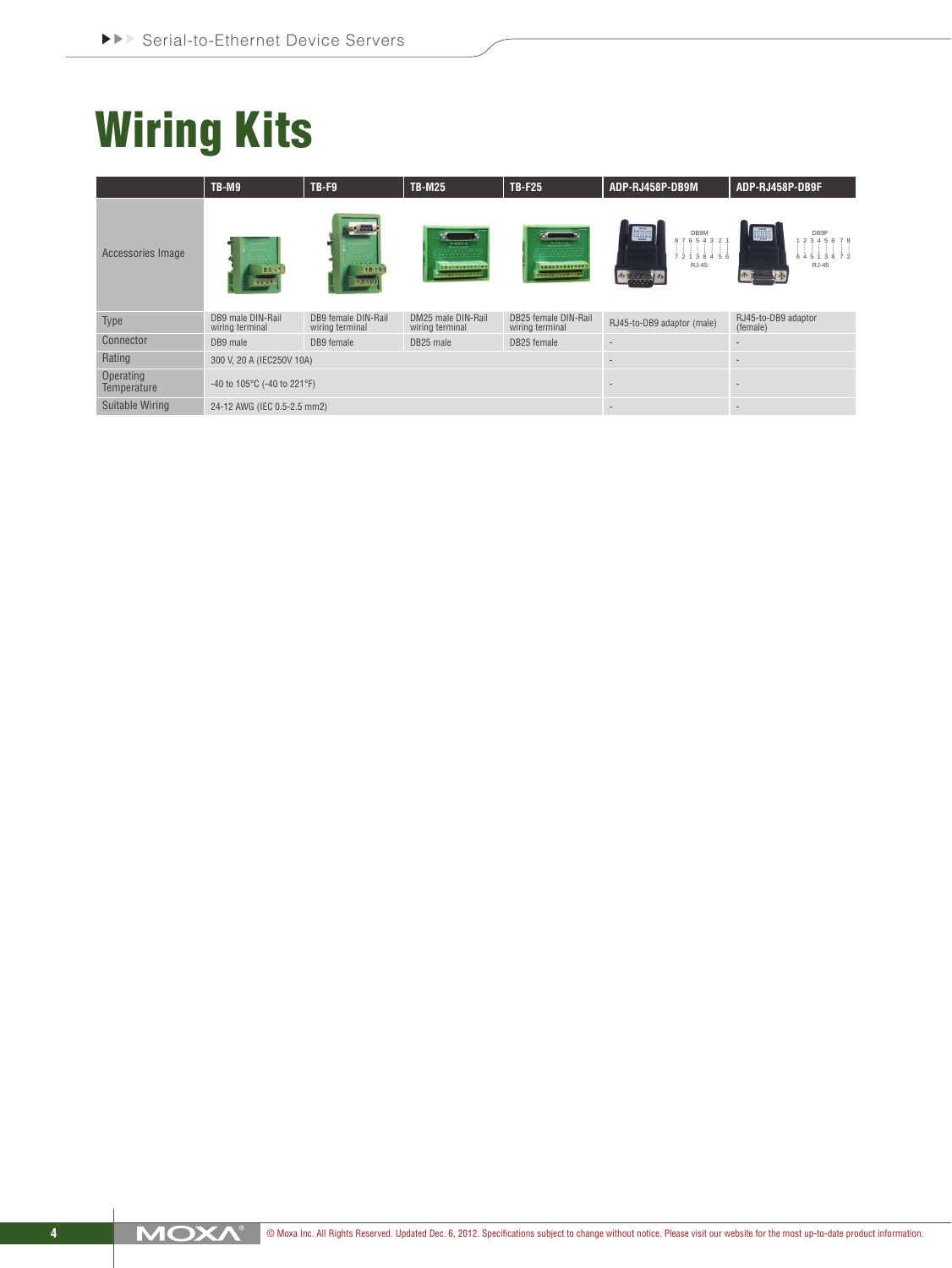# Wiring Kits

| | TB-M9 | TB-F9 | TB-M25 | TB-F25 | ADP-RJ458P-DB9M | ADP-RJ458P-DB9F |
|---|---|---|---|---|---|---|
| Accessories Image | | | | | | |
| Type | DB9 male DIN-Rail wiring terminal | DB9 female DIN-Rail wiring terminal | DM25 male DIN-Rail wiring terminal | DB25 female DIN-Rail wiring terminal | RJ45-to-DB9 adaptor (male) | RJ45-to-DB9 adaptor (female) |
| Connector | DB9 male | DB9 female | DB25 male | DB25 female | - | - |
| Rating | 300 V, 20 A (IEC250V 10A) | | | | - | - |
| Operating Temperature | -40 to 105°C (-40 to 221°F) | | | | - | - |
| Suitable Wiring | 24-12 AWG (IEC 0.5-2.5 mm2) | | | | - | - |